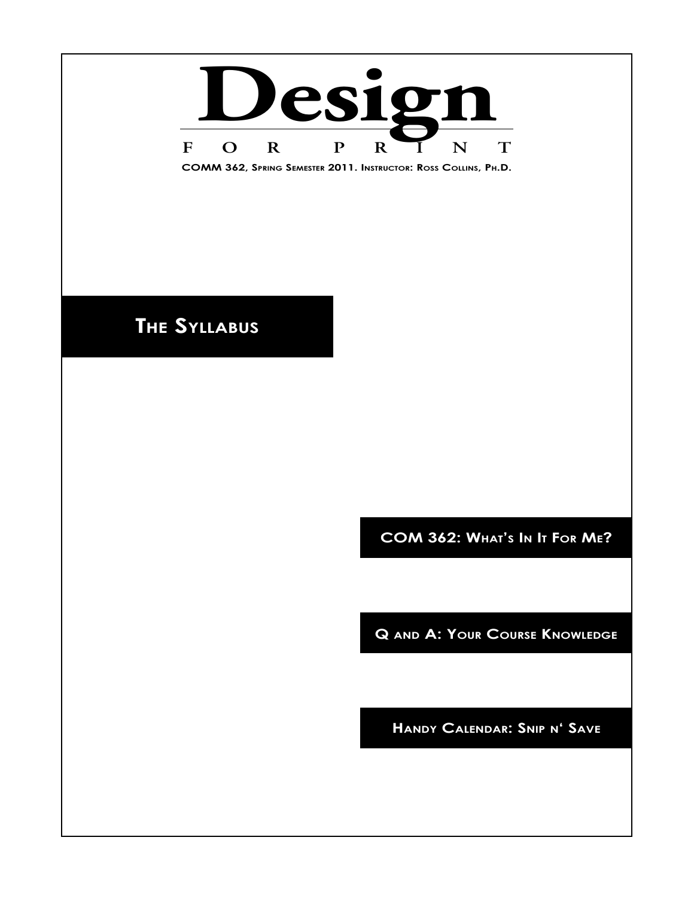# Design

FOR PRINT

COMM 362, Spring Semester 2011. Instructor: Ross Collins, Ph.D.

## The Syllabus

### COM 362: What's In It For Me?

### Q and A: Your Course Knowledge

### Handy Calendar: Snip n' Save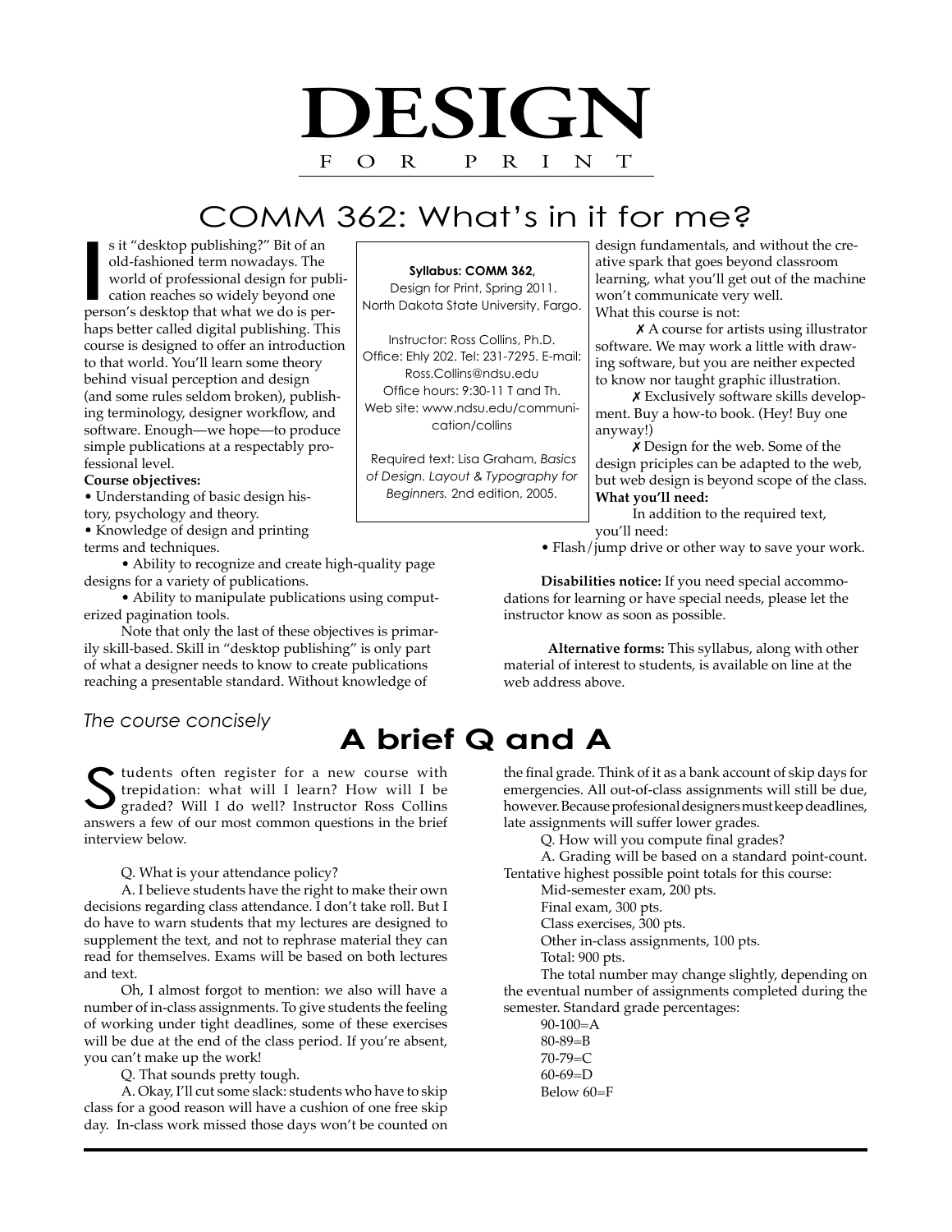# DESIGN

FOR PRINT

## COMM 362: What's in it for me?

Is it "desktop publishing?" Bit of an old-fashioned term nowadays. The world of professional design for publication reaches so widely beyond one person's desktop that what we do is perhaps better called digital publishing. This course is designed to offer an introduction to that world. You'll learn some theory behind visual perception and design (and some rules seldom broken), publishing terminology, designer workflow, and software. Enough—we hope—to produce simple publications at a respectably professional level.

**Syllabus: COMM 362**, Design for Print, Spring 2011. North Dakota State University, Fargo.

Instructor: Ross Collins, Ph.D. Office: Ehly 202. Tel: 231-7295. E-mail: Ross.Collins@ndsu.edu Office hours: 9:30-11 T and Th. Web site: www.ndsu.edu/communication/collins

Required text: Lisa Graham, *Basics of Design. Layout & Typography for Beginners.* 2nd edition, 2005.

**Course objectives:**

- Understanding of basic design history, psychology and theory.
- Knowledge of design and printing terms and techniques.
- Ability to recognize and create high-quality page designs for a variety of publications.
- Ability to manipulate publications using computerized pagination tools.

Note that only the last of these objectives is primarily skill-based. Skill in "desktop publishing" is only part of what a designer needs to know to create publications reaching a presentable standard. Without knowledge of design fundamentals, and without the creative spark that goes beyond classroom learning, what you'll get out of the machine won't communicate very well.

What this course is not:

✗ A course for artists using illustrator software. We may work a little with drawing software, but you are neither expected to know nor taught graphic illustration.

✗ Exclusively software skills development. Buy a how-to book. (Hey! Buy one anyway!)

✗ Design for the web. Some of the design priciples can be adapted to the web, but web design is beyond scope of the class.

**What you'll need:**

In addition to the required text, you'll need:

- Flash/jump drive or other way to save your work.

**Disabilities notice:** If you need special accommodations for learning or have special needs, please let the instructor know as soon as possible.

**Alternative forms:** This syllabus, along with other material of interest to students, is available on line at the web address above.

*The course concisely*

## A brief Q and A

Students often register for a new course with trepidation: what will I learn? How will I be graded? Will I do well? Instructor Ross Collins answers a few of our most common questions in the brief interview below.

Q. What is your attendance policy?

A. I believe students have the right to make their own decisions regarding class attendance. I don't take roll. But I do have to warn students that my lectures are designed to supplement the text, and not to rephrase material they can read for themselves. Exams will be based on both lectures and text.

Oh, I almost forgot to mention: we also will have a number of in-class assignments. To give students the feeling of working under tight deadlines, some of these exercises will be due at the end of the class period. If you're absent, you can't make up the work!

Q. That sounds pretty tough.

A. Okay, I'll cut some slack: students who have to skip class for a good reason will have a cushion of one free skip day. In-class work missed those days won't be counted on the final grade. Think of it as a bank account of skip days for emergencies. All out-of-class assignments will still be due, however. Because profesional designers must keep deadlines, late assignments will suffer lower grades.

Q. How will you compute final grades?

A. Grading will be based on a standard point-count. Tentative highest possible point totals for this course:

Mid-semester exam, 200 pts.
Final exam, 300 pts.
Class exercises, 300 pts.
Other in-class assignments, 100 pts.
Total: 900 pts.

The total number may change slightly, depending on the eventual number of assignments completed during the semester. Standard grade percentages:

90-100=A
80-89=B
70-79=C
60-69=D
Below 60=F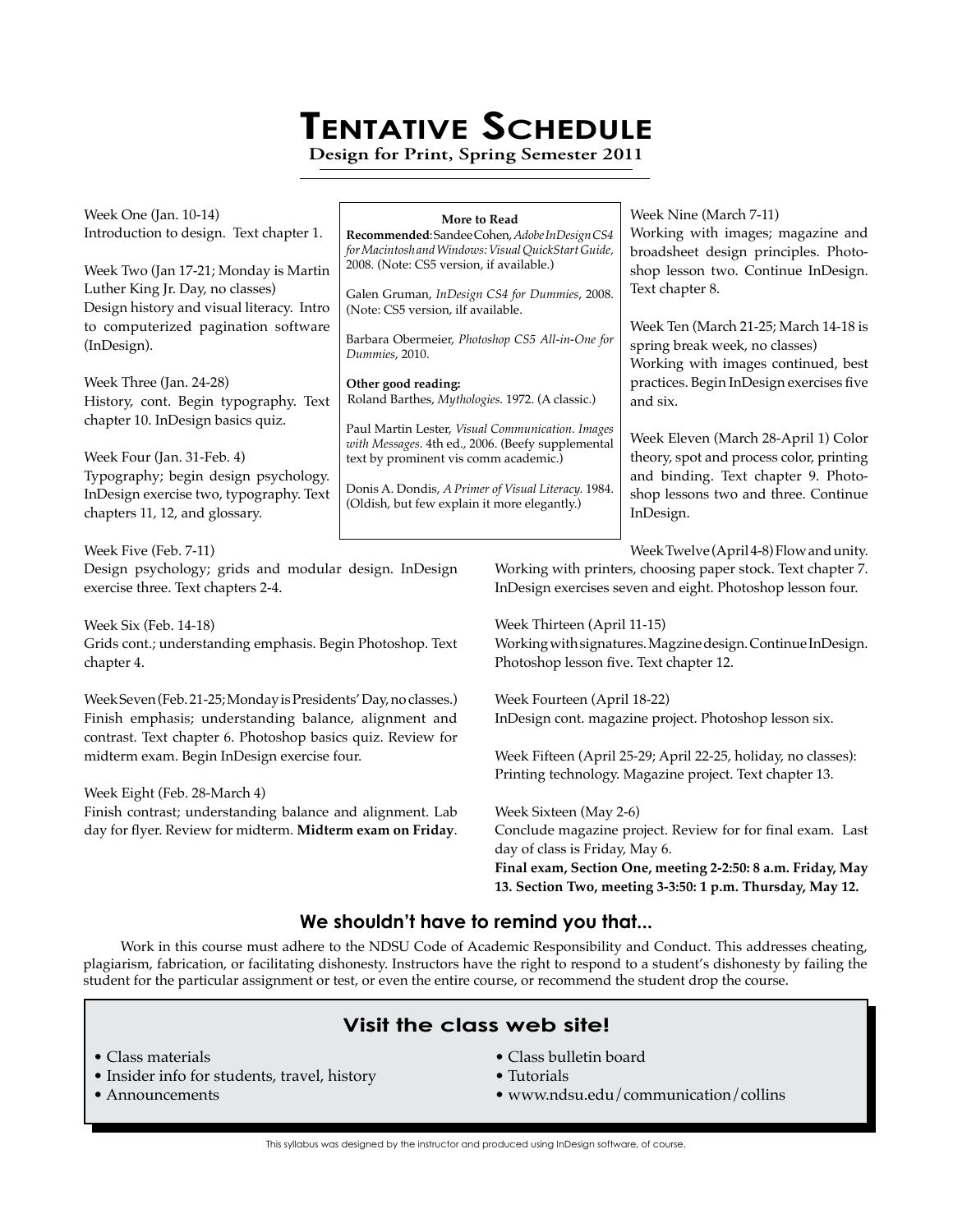# Tentative Schedule

**Design for Print, Spring Semester 2011**

Week One (Jan. 10-14)
Introduction to design. Text chapter 1.

Week Two (Jan 17-21; Monday is Martin Luther King Jr. Day, no classes)
Design history and visual literacy. Intro to computerized pagination software (InDesign).

Week Three (Jan. 24-28)
History, cont. Begin typography. Text chapter 10. InDesign basics quiz.

Week Four (Jan. 31-Feb. 4)
Typography; begin design psychology. InDesign exercise two, typography. Text chapters 11, 12, and glossary.

Week Five (Feb. 7-11)
Design psychology; grids and modular design. InDesign exercise three. Text chapters 2-4.

Week Six (Feb. 14-18)
Grids cont.; understanding emphasis. Begin Photoshop. Text chapter 4.

Week Seven (Feb. 21-25; Monday is Presidents' Day, no classes.)
Finish emphasis; understanding balance, alignment and contrast. Text chapter 6. Photoshop basics quiz. Review for midterm exam. Begin InDesign exercise four.

Week Eight (Feb. 28-March 4)
Finish contrast; understanding balance and alignment. Lab day for flyer. Review for midterm. **Midterm exam on Friday**.

**More to Read**

**Recommended**: Sandee Cohen, *Adobe InDesign CS4 for Macintosh and Windows: Visual QuickStart Guide*, 2008. (Note: CS5 version, if available.)

Galen Gruman, *InDesign CS4 for Dummies*, 2008. (Note: CS5 version, ilf available.

Barbara Obermeier, *Photoshop CS5 All-in-One for Dummies*, 2010.

**Other good reading:**
Roland Barthes, *Mythologies.* 1972. (A classic.)

Paul Martin Lester, *Visual Communication. Images with Messages.* 4th ed., 2006. (Beefy supplemental text by prominent vis comm academic.)

Donis A. Dondis, *A Primer of Visual Literacy.* 1984. (Oldish, but few explain it more elegantly.)

Week Nine (March 7-11)
Working with images; magazine and broadsheet design principles. Photoshop lesson two. Continue InDesign. Text chapter 8.

Week Ten (March 21-25; March 14-18 is spring break week, no classes)
Working with images continued, best practices. Begin InDesign exercises five and six.

Week Eleven (March 28-April 1) Color theory, spot and process color, printing and binding. Text chapter 9. Photoshop lessons two and three. Continue InDesign.

Week Twelve (April 4-8) Flow and unity. Working with printers, choosing paper stock. Text chapter 7. InDesign exercises seven and eight. Photoshop lesson four.

Week Thirteen (April 11-15)
Working with signatures. Magzine design. Continue InDesign. Photoshop lesson five. Text chapter 12.

Week Fourteen (April 18-22)
InDesign cont. magazine project. Photoshop lesson six.

Week Fifteen (April 25-29; April 22-25, holiday, no classes):
Printing technology. Magazine project. Text chapter 13.

Week Sixteen (May 2-6)
Conclude magazine project. Review for for final exam. Last day of class is Friday, May 6.
**Final exam, Section One, meeting 2-2:50: 8 a.m. Friday, May 13. Section Two, meeting 3-3:50: 1 p.m. Thursday, May 12.**

## We shouldn't have to remind you that...

Work in this course must adhere to the NDSU Code of Academic Responsibility and Conduct. This addresses cheating, plagiarism, fabrication, or facilitating dishonesty. Instructors have the right to respond to a student's dishonesty by failing the student for the particular assignment or test, or even the entire course, or recommend the student drop the course.

## Visit the class web site!

- Class materials
- Insider info for students, travel, history
- Announcements
- Class bulletin board
- Tutorials
- www.ndsu.edu/communication/collins

This syllabus was designed by the instructor and produced using InDesign software, of course.